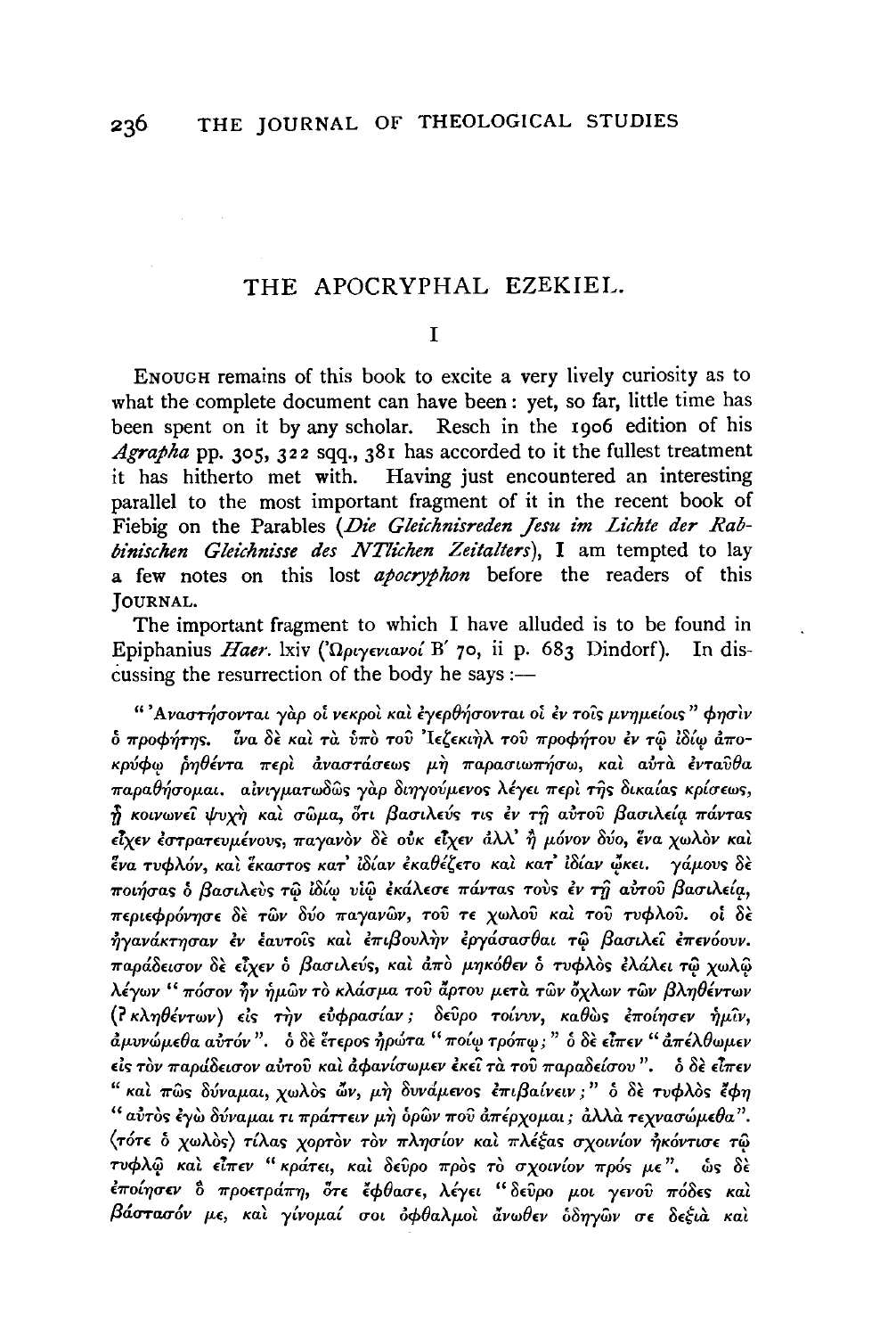# THE APOCRYPHAL EZEKIEL.

## I

ENOUGH remains of this book to excite a very lively curiosity as to what the complete document can have been: yet, so far, little time has been spent on it by any scholar. Resch in the 1906 edition of his *Agrapha* pp. 305, 322 sqq., 381 has accorded to it the fullest treatment it has hitherto met with. Having just encountered an interesting parallel to the most important fragment of it in the recent book of Fiebig on the Parables (*Die Gleichnisreden Jesu im Lichte der Rabbinischen Gleichnisse des NTlichen Zeitalters*), I am tempted to lay a few notes on this lost *apocryphon* before the readers of this JOURNAL.

The important fragment to which I have alluded is to be found in Epiphanius *Haer.* lxiv (Ὠριγενιανοί Β´ 70, ii p. 683 Dindorf). In discussing the resurrection of the body he says:—

"Ἀναστήσονται γὰρ οἱ νεκροὶ καὶ ἐγερθήσονται οἱ ἐν τοῖς μνημείοις" φησὶν ὁ προφήτης. ἵνα δὲ καὶ τὰ ὑπὸ τοῦ Ἰεζεκιὴλ τοῦ προφήτου ἐν τῷ ἰδίῳ ἀποκρύφῳ ῥηθέντα περὶ ἀναστάσεως μὴ παρασιωπήσω, καὶ αὐτὰ ἐνταῦθα παραθήσομαι. αἰνιγματωδῶς γὰρ διηγούμενος λέγει περὶ τῆς δικαίας κρίσεως, ᾗ κοινωνεῖ ψυχὴ καὶ σῶμα, ὅτι βασιλεύς τις ἐν τῇ αὐτοῦ βασιλείᾳ πάντας εἶχεν ἐστρατευμένους, παγανὸν δὲ οὐκ εἶχεν ἀλλ' ἢ μόνον δύο, ἕνα χωλὸν καὶ ἕνα τυφλόν, καὶ ἕκαστος κατ' ἰδίαν ἐκαθέζετο καὶ κατ' ἰδίαν ᾤκει. γάμους δὲ ποιήσας ὁ βασιλεὺς τῷ ἰδίῳ υἱῷ ἐκάλεσε πάντας τοὺς ἐν τῇ αὐτοῦ βασιλείᾳ, περιεφρόνησε δὲ τῶν δύο παγανῶν, τοῦ τε χωλοῦ καὶ τοῦ τυφλοῦ. οἱ δὲ ἠγανάκτησαν ἐν ἑαυτοῖς καὶ ἐπιβουλὴν ἐργάσασθαι τῷ βασιλεῖ ἐπενόουν. παράδεισον δὲ εἶχεν ὁ βασιλεύς, καὶ ἀπὸ μηκόθεν ὁ τυφλὸς ἐλάλει τῷ χωλῷ λέγων "πόσον ἦν ἡμῶν τὸ κλάσμα τοῦ ἄρτου μετὰ τῶν ὄχλων τῶν βληθέντων (? κληθέντων) εἰς τὴν εὐφρασίαν; δεῦρο τοίνυν, καθὼς ἐποίησεν ἡμῖν, ἀμυνώμεθα αὐτόν". ὁ δὲ ἕτερος ἠρώτα "ποίῳ τρόπῳ;" ὁ δὲ εἶπεν "ἀπέλθωμεν εἰς τὸν παράδεισον αὐτοῦ καὶ ἀφανίσωμεν ἐκεῖ τὰ τοῦ παραδείσου". ὁ δὲ εἶπεν "καὶ πῶς δύναμαι, χωλὸς ὤν, μὴ δυνάμενος ἐπιβαίνειν;" ὁ δὲ τυφλὸς ἔφη "αὐτὸς ἐγὼ δύναμαι τι πράττειν μὴ ὁρῶν ποῦ ἀπέρχομαι; ἀλλὰ τεχνασώμεθα". ⟨τότε ὁ χωλὸς⟩ τίλας χορτὸν τὸν πλησίον καὶ πλέξας σχοινίον ἠκόντισε τῷ τυφλῷ καὶ εἶπεν "κράτει, καὶ δεῦρο πρὸς τὸ σχοινίον πρός με". ὡς δὲ ἐποίησεν ὃ προετράπη, ὅτε ἔφθασε, λέγει "δεῦρό μοι γενοῦ πόδες καὶ βάστασόν με, καὶ γίνομαί σοι ὀφθαλμοὶ ἄνωθεν ὁδηγῶν σε δεξιὰ καὶ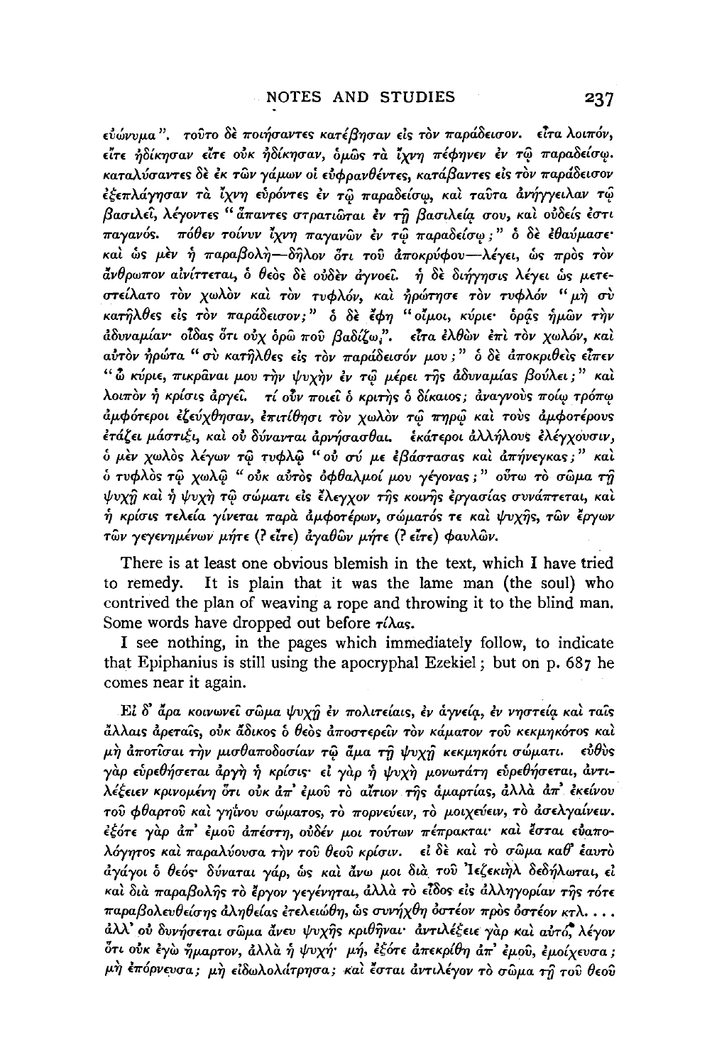εὐώνυμα". τοῦτο δὲ ποιήσαντες κατέβησαν εἰς τὸν παράδεισον. εἶτα λοιπόν, εἴτε ἠδίκησαν εἴτε οὐκ ἠδίκησαν, ὅμως τὰ ἴχνη πέφηνεν ἐν τῷ παραδείσῳ. καταλύσαντες δὲ ἐκ τῶν γάμων οἱ εὐφρανθέντες, καταβάντες εἰς τὸν παράδεισον ἐξεπλάγησαν τὰ ἴχνη εὑρόντες ἐν τῷ παραδείσῳ, καὶ ταῦτα ἀνήγγειλαν τῷ βασιλεῖ, λέγοντες "ἅπαντες στρατιῶται ἐν τῇ βασιλείᾳ σου, καὶ οὐδείς ἐστι παγανός. πόθεν τοίνυν ἴχνη παγανῶν ἐν τῷ παραδείσῳ;" ὁ δὲ ἐθαύμασε· καὶ ὡς μὲν ἡ παραβολὴ—δῆλον ὅτι τοῦ ἀποκρύφου—λέγει, ὡς πρὸς τὸν ἄνθρωπον αἰνίττεται, ὁ θεὸς δὲ οὐδὲν ἀγνοεῖ. ἡ δὲ διήγησις λέγει ὡς μετεστείλατο τὸν χωλὸν καὶ τὸν τυφλόν, καὶ ἠρώτησε τὸν τυφλὸν "μὴ σὺ κατῆλθες εἰς τὸν παράδεισον;" ὁ δὲ ἔφη "οἴμοι, κύριε· ὁρᾷς ἡμῶν τὴν ἀδυναμίαν· οἶδας ὅτι οὐχ ὁρῶ ποῦ βαδίζω". εἶτα ἐλθὼν ἐπὶ τὸν χωλόν, καὶ αὐτὸν ἠρώτα "σὺ κατῆλθες εἰς τὸν παράδεισόν μου;" ὁ δὲ ἀποκριθεὶς εἶπεν "ὦ κύριε, πικρᾶναι μου τὴν ψυχὴν ἐν τῷ μέρει τῆς ἀδυναμίας βούλει;" καὶ λοιπὸν ἡ κρίσις ἀργεῖ. τί οὖν ποιεῖ ὁ κριτὴς ὁ δίκαιος; ἀναγνοὺς ποίῳ τρόπῳ ἀμφότεροι ἐζεύχθησαν, ἐπιτίθησι τὸν χωλὸν τῷ πηρῷ καὶ τοὺς ἀμφοτέρους ἐτάζει μάστιξι, καὶ οὐ δύνανται ἀρνήσασθαι. ἑκάτεροι ἀλλήλους ἐλέγχουσιν, ὁ μὲν χωλὸς λέγων τῷ τυφλῷ "οὐ σύ με ἐβάστασας καὶ ἀπήνεγκας;" καὶ ὁ τυφλὸς τῷ χωλῷ "οὐκ αὐτὸς ὀφθαλμοί μου γέγονας;" οὕτω τὸ σῶμα τῇ ψυχῇ καὶ ἡ ψυχὴ τῷ σώματι εἰς ἔλεγχον τῆς κοινῆς ἐργασίας συνάπτεται, καὶ ἡ κρίσις τελεία γίνεται παρὰ ἀμφοτέρων, σώματός τε καὶ ψυχῆς, τῶν ἔργων τῶν γεγενημένων μήτε (? εἴτε) ἀγαθῶν μήτε (? εἴτε) φαυλῶν.

There is at least one obvious blemish in the text, which I have tried to remedy. It is plain that it was the lame man (the soul) who contrived the plan of weaving a rope and throwing it to the blind man. Some words have dropped out before τίλας.

I see nothing, in the pages which immediately follow, to indicate that Epiphanius is still using the apocryphal Ezekiel; but on p. 687 he comes near it again.

Εἰ δ' ἄρα κοινωνεῖ σῶμα ψυχῇ ἐν πολιτείαις, ἐν ἁγνείᾳ, ἐν νηστείᾳ καὶ ταῖς ἄλλαις ἀρεταῖς, οὐκ ἄδικος ὁ θεὸς ἀποστερεῖν τὸν κάματον τοῦ κεκμηκότος καὶ μὴ ἀποτῖσαι τὴν μισθαποδοσίαν τῷ ἅμα τῇ ψυχῇ κεκμηκότι σώματι. εὐθὺς γὰρ εὑρεθήσεται ἀργὴ ἡ κρίσις· εἰ γὰρ ἡ ψυχὴ μονωτάτη εὑρεθήσεται, ἀντιλέξειεν κρινομένη ὅτι οὐκ ἀπ' ἐμοῦ τὸ αἴτιον τῆς ἁμαρτίας, ἀλλὰ ἀπ' ἐκείνου τοῦ φθαρτοῦ καὶ γηΐνου σώματος, τὸ πορνεύειν, τὸ μοιχεύειν, τὸ ἀσελγαίνειν. ἐξότε γὰρ ἀπ' ἐμοῦ ἀπέστη, οὐδέν μοι τούτων πέπρακται· καὶ ἔσται εὐαπολόγητος καὶ παραλύουσα τὴν τοῦ θεοῦ κρίσιν. εἰ δὲ καὶ τὸ σῶμα καθ' ἑαυτὸ ἀγάγοι ὁ θεός· δύναται γάρ, ὡς καὶ ἄνω μοι διὰ τοῦ Ἰεζεκιὴλ δεδήλωται, εἰ καὶ διὰ παραβολῆς τὸ ἔργον γεγένηται, ἀλλὰ τὸ εἶδος εἰς ἀλληγορίαν τῆς τότε παραβολευθείσης ἀληθείας ἐτελειώθη, ὡς συνήχθη ὀστέον πρὸς ὀστέον κτλ. . . . ἀλλ' οὐ δυνήσεται σῶμα ἄνευ ψυχῆς κριθῆναι· ἀντιλέξειε γὰρ καὶ αὐτό, λέγον ὅτι οὐκ ἐγὼ ἥμαρτον, ἀλλὰ ἡ ψυχή· μή, ἐξότε ἀπεκρίθη ἀπ' ἐμοῦ, ἐμοίχευσα; μὴ ἐπόρνευσα; μὴ εἰδωλολάτρησα; καὶ ἔσται ἀντιλέγον τὸ σῶμα τῇ τοῦ θεοῦ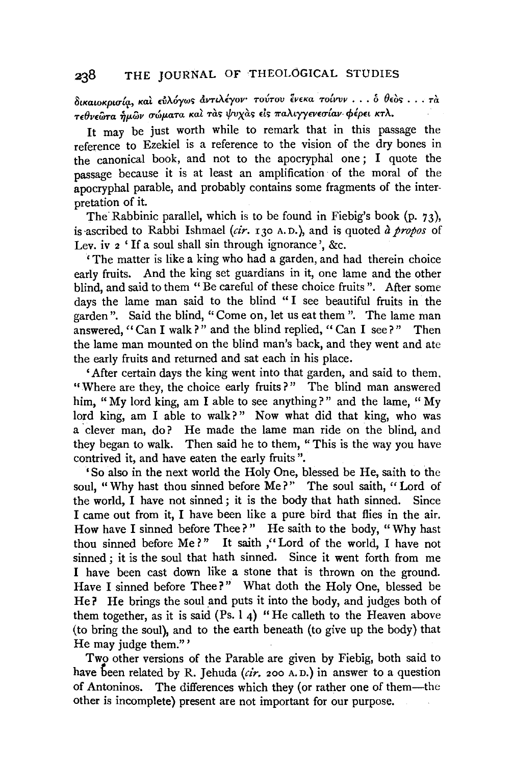δικαιοκρισίᾳ, καὶ εὐλόγως ἀντιλέγον· τούτου ἕνεκα τοίνυν . . . ὁ θεὸς . . . τὰ τεθνεῶτα ἡμῶν σώματα καὶ τὰς ψυχὰς εἰς παλιγγενεσίαν φέρει κτλ.

It may be just worth while to remark that in this passage the reference to Ezekiel is a reference to the vision of the dry bones in the canonical book, and not to the apocryphal one; I quote the passage because it is at least an amplification of the moral of the apocryphal parable, and probably contains some fragments of the interpretation of it.

The Rabbinic parallel, which is to be found in Fiebig's book (p. 73), is ascribed to Rabbi Ishmael (*cir.* 130 A.D.), and is quoted *à propos* of Lev. iv 2 'If a soul shall sin through ignorance', &c.

'The matter is like a king who had a garden, and had therein choice early fruits. And the king set guardians in it, one lame and the other blind, and said to them "Be careful of these choice fruits". After some days the lame man said to the blind "I see beautiful fruits in the garden". Said the blind, "Come on, let us eat them". The lame man answered, "Can I walk?" and the blind replied, "Can I see?" Then the lame man mounted on the blind man's back, and they went and ate the early fruits and returned and sat each in his place.

'After certain days the king went into that garden, and said to them, "Where are they, the choice early fruits?" The blind man answered him, "My lord king, am I able to see anything?" and the lame, "My lord king, am I able to walk?" Now what did that king, who was a clever man, do? He made the lame man ride on the blind, and they began to walk. Then said he to them, "This is the way you have contrived it, and have eaten the early fruits".

'So also in the next world the Holy One, blessed be He, saith to the soul, "Why hast thou sinned before Me?" The soul saith, "Lord of the world, I have not sinned; it is the body that hath sinned. Since I came out from it, I have been like a pure bird that flies in the air. How have I sinned before Thee?" He saith to the body, "Why hast thou sinned before Me?" It saith, "Lord of the world, I have not sinned; it is the soul that hath sinned. Since it went forth from me I have been cast down like a stone that is thrown on the ground. Have I sinned before Thee?" What doth the Holy One, blessed be He? He brings the soul and puts it into the body, and judges both of them together, as it is said (Ps. l 4) "He calleth to the Heaven above (to bring the soul), and to the earth beneath (to give up the body) that He may judge them."'

Two other versions of the Parable are given by Fiebig, both said to have been related by R. Jehuda (*cir.* 200 A.D.) in answer to a question of Antoninos. The differences which they (or rather one of them—the other is incomplete) present are not important for our purpose.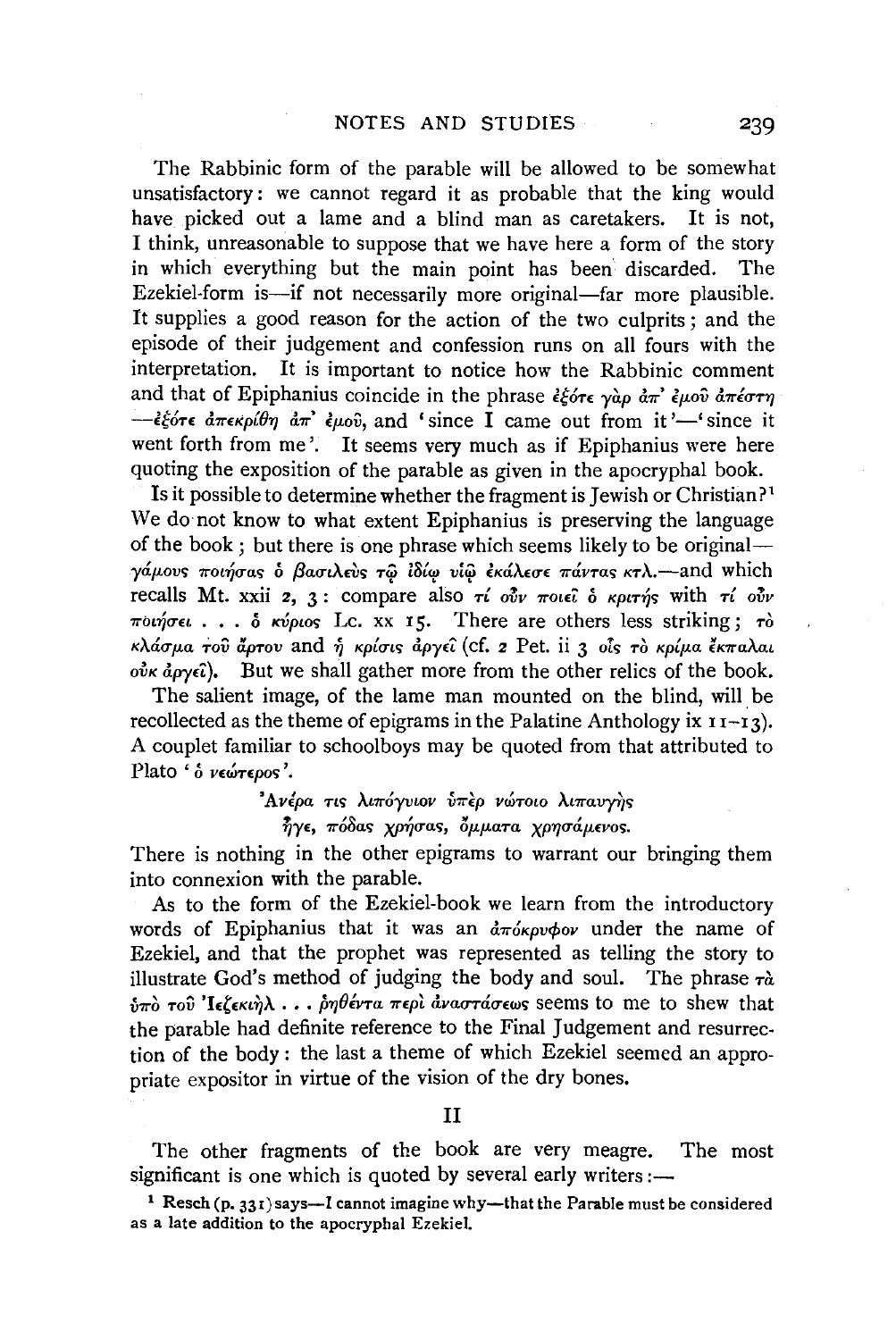The Rabbinic form of the parable will be allowed to be somewhat unsatisfactory: we cannot regard it as probable that the king would have picked out a lame and a blind man as caretakers. It is not, I think, unreasonable to suppose that we have here a form of the story in which everything but the main point has been discarded. The Ezekiel-form is—if not necessarily more original—far more plausible. It supplies a good reason for the action of the two culprits; and the episode of their judgement and confession runs on all fours with the interpretation. It is important to notice how the Rabbinic comment and that of Epiphanius coincide in the phrase ἐξότε γὰρ ἀπ' ἐμοῦ ἀπέστη—ἐξότε ἀπεκρίθη ἀπ' ἐμοῦ, and 'since I came out from it'—'since it went forth from me'. It seems very much as if Epiphanius were here quoting the exposition of the parable as given in the apocryphal book.

Is it possible to determine whether the fragment is Jewish or Christian?[1] We do not know to what extent Epiphanius is preserving the language of the book; but there is one phrase which seems likely to be original—γάμους ποιήσας ὁ βασιλεὺς τῷ ἰδίῳ υἱῷ ἐκάλεσε πάντας κτλ.—and which recalls Mt. xxii 2, 3: compare also τί οὖν ποιεῖ ὁ κριτής with τί οὖν ποιήσει . . . ὁ κύριος Lc. xx 15. There are others less striking; τὸ κλάσμα τοῦ ἄρτου and ἡ κρίσις ἀργεῖ (cf. 2 Pet. ii 3 οἷς τὸ κρίμα ἔκπαλαι οὐκ ἀργεῖ). But we shall gather more from the other relics of the book.

The salient image, of the lame man mounted on the blind, will be recollected as the theme of epigrams in the Palatine Anthology ix 11–13). A couplet familiar to schoolboys may be quoted from that attributed to Plato 'ὁ νεώτερος'.

> Ἀνέρα τις λιπόγυιον ὑπὲρ νώτοιο λιπαυγὴς
> ἦγε, πόδας χρήσας, ὄμματα χρησάμενος.

There is nothing in the other epigrams to warrant our bringing them into connexion with the parable.

As to the form of the Ezekiel-book we learn from the introductory words of Epiphanius that it was an ἀπόκρυφον under the name of Ezekiel, and that the prophet was represented as telling the story to illustrate God's method of judging the body and soul. The phrase τὰ ὑπὸ τοῦ Ἰεζεκιὴλ . . . ῥηθέντα περὶ ἀναστάσεως seems to me to shew that the parable had definite reference to the Final Judgement and resurrection of the body: the last a theme of which Ezekiel seemed an appropriate expositor in virtue of the vision of the dry bones.

## II

The other fragments of the book are very meagre. The most significant is one which is quoted by several early writers:—

[1] Resch (p. 331) says—I cannot imagine why—that the Parable must be considered as a late addition to the apocryphal Ezekiel.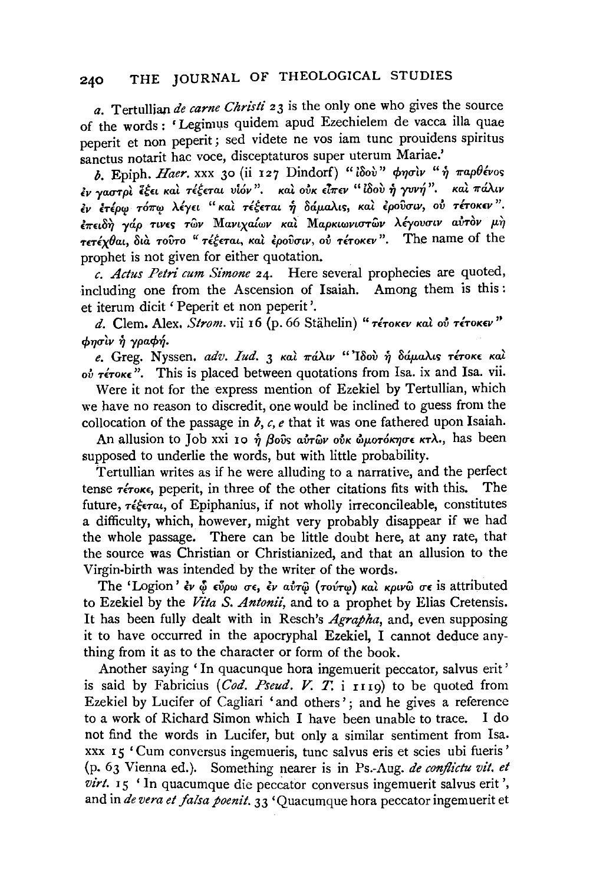*a*. Tertullian *de carne Christi* 23 is the only one who gives the source of the words: 'Legimus quidem apud Ezechielem de vacca illa quae peperit et non peperit; sed videte ne vos iam tunc prouidens spiritus sanctus notarit hac voce, disceptaturos super uterum Mariae.'

*b*. Epiph. *Haer*. xxx 30 (ii 127 Dindorf) "ἰδοὺ" φησὶν "ἡ παρθένος ἐν γαστρὶ ἕξει καὶ τέξεται υἱόν". καὶ οὐκ εἶπεν "ἰδοὺ ἡ γυνή". καὶ πάλιν ἐν ἑτέρῳ τόπῳ λέγει "καὶ τέξεται ἡ δάμαλις, καὶ ἐροῦσιν, οὐ τέτοκεν". ἐπειδὴ γάρ τινες τῶν Μανιχαίων καὶ Μαρκιωνιστῶν λέγουσιν αὐτὸν μὴ τετέχθαι, διὰ τοῦτο "τέξεται, καὶ ἐροῦσιν, οὐ τέτοκεν". The name of the prophet is not given for either quotation.

*c*. *Actus Petri cum Simone* 24. Here several prophecies are quoted, including one from the Ascension of Isaiah. Among them is this: et iterum dicit 'Peperit et non peperit'.

*d*. Clem. Alex. *Strom*. vii 16 (p. 66 Stählin) "τέτοκεν καὶ οὐ τέτοκεν" φησὶν ἡ γραφή.

*e*. Greg. Nyssen. *adv. Iud*. 3 καὶ πάλιν "Ἰδοὺ ἡ δάμαλις τέτοκε καὶ οὐ τέτοκε". This is placed between quotations from Isa. ix and Isa. vii.

Were it not for the express mention of Ezekiel by Tertullian, which we have no reason to discredit, one would be inclined to guess from the collocation of the passage in *b*, *c*, *e* that it was one fathered upon Isaiah.

An allusion to Job xxi 10 ἡ βοῦς αὐτῶν οὐκ ὠμοτόκησε κτλ., has been supposed to underlie the words, but with little probability.

Tertullian writes as if he were alluding to a narrative, and the perfect tense τέτοκε, peperit, in three of the other citations fits with this. The future, τέξεται, of Epiphanius, if not wholly irreconcileable, constitutes a difficulty, which, however, might very probably disappear if we had the whole passage. There can be little doubt here, at any rate, that the source was Christian or Christianized, and that an allusion to the Virgin-birth was intended by the writer of the words.

The 'Logion' ἐν ᾧ εὕρω σε, ἐν αὐτῷ (τούτῳ) καὶ κρινῶ σε is attributed to Ezekiel by the *Vita S. Antonii*, and to a prophet by Elias Cretensis. It has been fully dealt with in Resch's *Agrapha*, and, even supposing it to have occurred in the apocryphal Ezekiel, I cannot deduce anything from it as to the character or form of the book.

Another saying 'In quacunque hora ingemuerit peccator, salvus erit' is said by Fabricius (*Cod. Pseud. V. T.* i 1119) to be quoted from Ezekiel by Lucifer of Cagliari 'and others'; and he gives a reference to a work of Richard Simon which I have been unable to trace. I do not find the words in Lucifer, but only a similar sentiment from Isa. xxx 15 'Cum conversus ingemueris, tunc salvus eris et scies ubi fueris' (p. 63 Vienna ed.). Something nearer is in Ps.-Aug. *de conflictu vit. et virt.* 15 'In quacumque die peccator conversus ingemuerit salvus erit', and in *de vera et falsa poenit.* 33 'Quacumque hora peccator ingemuerit et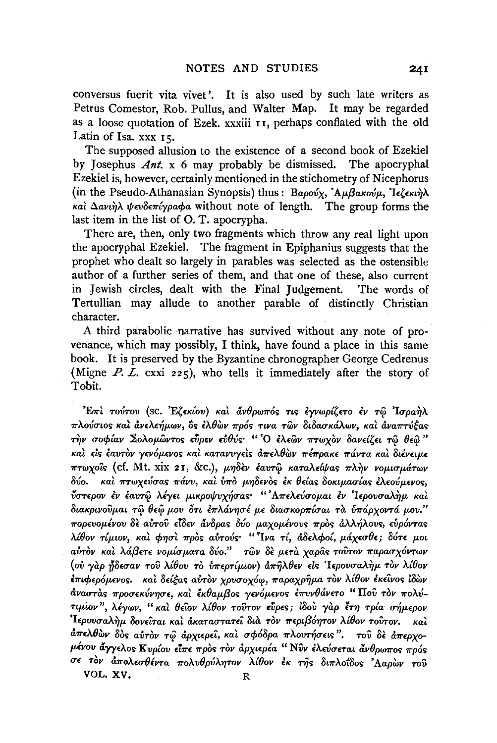conversus fuerit vita vivet'. It is also used by such late writers as Petrus Comestor, Rob. Pullus, and Walter Map. It may be regarded as a loose quotation of Ezek. xxxiii 11, perhaps conflated with the old Latin of Isa. xxx 15.

The supposed allusion to the existence of a second book of Ezekiel by Josephus *Ant.* x 6 may probably be dismissed. The apocryphal Ezekiel is, however, certainly mentioned in the stichometry of Nicephorus (in the Pseudo-Athanasian Synopsis) thus: Βαρούχ, Ἀμβακούμ, Ἰεζεκιὴλ καὶ Δανιὴλ ψευδεπίγραφα without note of length. The group forms the last item in the list of O. T. apocrypha.

There are, then, only two fragments which throw any real light upon the apocryphal Ezekiel. The fragment in Epiphanius suggests that the prophet who dealt so largely in parables was selected as the ostensible author of a further series of them, and that one of these, also current in Jewish circles, dealt with the Final Judgement. The words of Tertullian may allude to another parable of distinctly Christian character.

A third parabolic narrative has survived without any note of provenance, which may possibly, I think, have found a place in this same book. It is preserved by the Byzantine chronographer George Cedrenus (Migne *P. L.* cxxi 225), who tells it immediately after the story of Tobit.

Ἐπὶ τούτου (sc. Ἐζεκίου) καὶ ἄνθρωπός τις ἐγνωρίζετο ἐν τῷ Ἰσραὴλ πλούσιος καὶ ἀνελεήμων, ὃς ἐλθὼν πρός τινα τῶν διδασκάλων, καὶ ἀναπτύξας τὴν σοφίαν Σολομῶντος εὗρεν εὐθύς· "Ὁ ἐλεῶν πτωχὸν δανείζει τῷ θεῷ" καὶ εἰς ἑαυτὸν γενόμενος καὶ κατανυγεὶς ἀπελθὼν πέπρακε πάντα καὶ διένειμε πτωχοῖς (cf. Mt. xix 21, &c.), μηδὲν ἑαυτῷ καταλείψας πλὴν νομισμάτων δύο. καὶ πτωχεύσας πάνυ, καὶ ὑπὸ μηδενὸς ἐκ θείας δοκιμασίας ἐλεούμενος, ὕστερον ἐν ἑαυτῷ λέγει μικροψυχήσας· "Ἀπελεύσομαι ἐν Ἱερουσαλὴμ καὶ διακρινοῦμαι τῷ θεῷ μου ὅτι ἐπλάνησέ με διασκορπίσαι τὰ ὑπάρχοντά μου." πορευομένου δὲ αὐτοῦ εἶδεν ἄνδρας δύο μαχομένους πρὸς ἀλλήλους, εὑρόντας λίθον τίμιον, καὶ φησὶ πρὸς αὐτούς· "Ἵνα τί, ἀδελφοί, μάχεσθε; δότε μοι αὐτὸν καὶ λάβετε νομίσματα δύο." τῶν δὲ μετὰ χαρᾶς τοῦτον παρασχόντων (οὐ γὰρ ᾔδεσαν τοῦ λίθου τὸ ὑπερτίμιον) ἀπῆλθεν εἰς Ἱερουσαλὴμ τὸν λίθον ἐπιφερόμενος. καὶ δείξας αὐτὸν χρυσοχόῳ, παραχρῆμα τὸν λίθον ἐκεῖνος ἰδὼν ἀναστὰς προσεκύνησε, καὶ ἔκθαμβος γενόμενος ἐπυνθάνετο "Ποῦ τὸν πολύτιμον", λέγων, "καὶ θεῖον λίθον τοῦτον εὗρες; ἰδοὺ γὰρ ἔτη τρία σήμερον Ἱερουσαλὴμ δονεῖται καὶ ἀκαταστατεῖ διὰ τὸν περιβόητον λίθον τοῦτον. καὶ ἀπελθὼν δὸς αὐτὸν τῷ ἀρχιερεῖ, καὶ σφόδρα πλουτήσεις". τοῦ δὲ ἀπερχομένου ἄγγελος Κυρίου εἶπε πρὸς τὸν ἀρχιερέα "Νῦν ἐλεύσεται ἄνθρωπος πρός σε τὸν ἀπολεσθέντα πολυθρύλητον λίθον ἐκ τῆς διπλοΐδος Ἀαρὼν τοῦ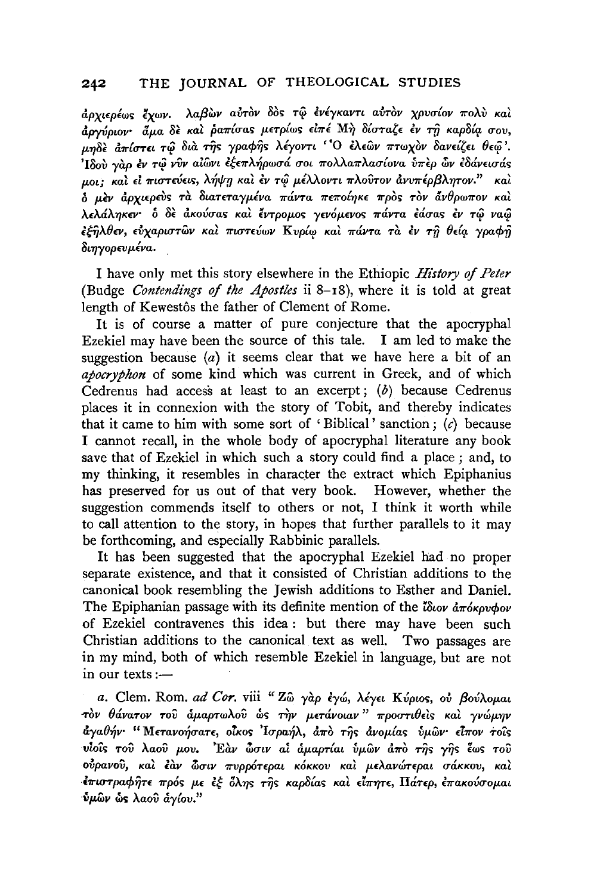ἀρχιερέως ἔχων. λαβὼν αὐτὸν δὸς τῷ ἐνέγκαντι αὐτὸν χρυσίον πολὺ καὶ ἀργύριον· ἅμα δὲ καὶ ῥαπίσας μετρίως εἰπέ Μὴ δίσταζε ἐν τῇ καρδίᾳ σου, μηδὲ ἀπίστει τῷ διὰ τῆς γραφῆς λέγοντι ‘Ὁ ἐλεῶν πτωχὸν δανείζει θεῷ’. Ἰδοὺ γὰρ ἐν τῷ νῦν αἰῶνι ἐξεπλήρωσά σοι πολλαπλασίονα ὑπὲρ ὧν ἐδάνεισάς μοι; καὶ εἰ πιστεύεις, λήψῃ καὶ ἐν τῷ μέλλοντι πλοῦτον ἀνυπέρβλητον.” καὶ ὁ μὲν ἀρχιερεὺς τὰ διατεταγμένα πάντα πεποίηκε πρὸς τὸν ἄνθρωπον καὶ λελάληκεν· ὁ δὲ ἀκούσας καὶ ἔντρομος γενόμενος πάντα ἐάσας ἐν τῷ ναῷ ἐξῆλθεν, εὐχαριστῶν καὶ πιστεύων Κυρίῳ καὶ πάντα τὰ ἐν τῇ θείᾳ γραφῇ διηγορευμένα.

I have only met this story elsewhere in the Ethiopic *History of Peter* (Budge *Contendings of the Apostles* ii 8–18), where it is told at great length of Kewestôs the father of Clement of Rome.

It is of course a matter of pure conjecture that the apocryphal Ezekiel may have been the source of this tale. I am led to make the suggestion because (*a*) it seems clear that we have here a bit of an *apocryphon* of some kind which was current in Greek, and of which Cedrenus had access at least to an excerpt; (*b*) because Cedrenus places it in connexion with the story of Tobit, and thereby indicates that it came to him with some sort of ‘Biblical’ sanction; (*c*) because I cannot recall, in the whole body of apocryphal literature any book save that of Ezekiel in which such a story could find a place; and, to my thinking, it resembles in character the extract which Epiphanius has preserved for us out of that very book. However, whether the suggestion commends itself to others or not, I think it worth while to call attention to the story, in hopes that further parallels to it may be forthcoming, and especially Rabbinic parallels.

It has been suggested that the apocryphal Ezekiel had no proper separate existence, and that it consisted of Christian additions to the canonical book resembling the Jewish additions to Esther and Daniel. The Epiphanian passage with its definite mention of the ἴδιον ἀπόκρυφον of Ezekiel contravenes this idea: but there may have been such Christian additions to the canonical text as well. Two passages are in my mind, both of which resemble Ezekiel in language, but are not in our texts:—

*a*. Clem. Rom. *ad Cor.* viii “Ζῶ γὰρ ἐγώ, λέγει Κύριος, οὐ βούλομαι τὸν θάνατον τοῦ ἁμαρτωλοῦ ὡς τὴν μετάνοιαν” προστιθεὶς καὶ γνώμην ἀγαθήν· “Μετανοήσατε, οἶκος Ἰσραήλ, ἀπὸ τῆς ἀνομίας ὑμῶν· εἶπον τοῖς υἱοῖς τοῦ λαοῦ μου. Ἐὰν ὦσιν αἱ ἁμαρτίαι ὑμῶν ἀπὸ τῆς γῆς ἕως τοῦ οὐρανοῦ, καὶ ἐὰν ὦσιν πυρρότεραι κόκκου καὶ μελανώτεραι σάκκου, καὶ ἐπιστραφῆτε πρός με ἐξ ὅλης τῆς καρδίας καὶ εἴπητε, Πάτερ, ἐπακούσομαι ὑμῶν ὡς λαοῦ ἁγίου.”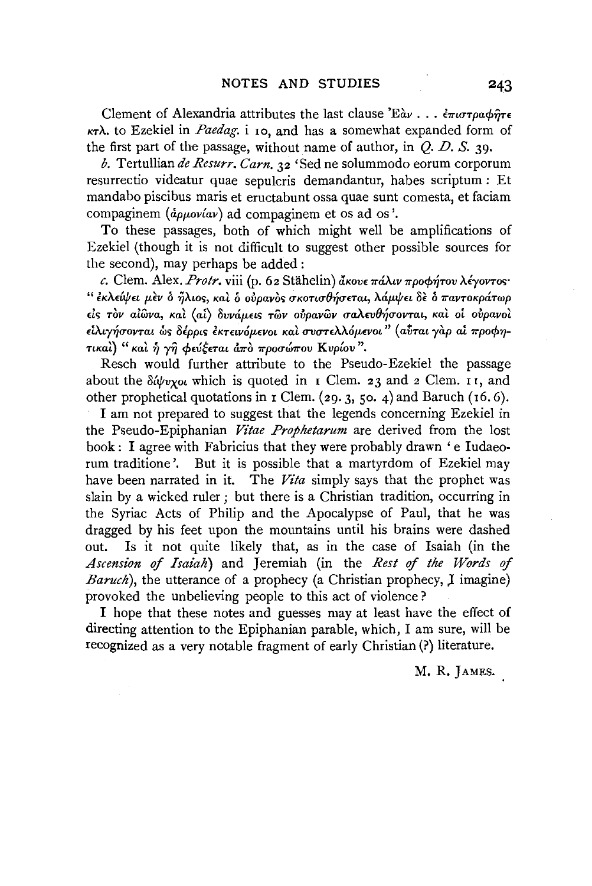Clement of Alexandria attributes the last clause Ἐὰν . . . ἐπιστραφῆτε κτλ. to Ezekiel in *Paedag.* i 10, and has a somewhat expanded form of the first part of the passage, without name of author, in *Q. D. S.* 39.

*b.* Tertullian *de Resurr. Carn.* 32 'Sed ne solummodo eorum corporum resurrectio videatur quae sepulcris demandantur, habes scriptum : Et mandabo piscibus maris et eructabunt ossa quae sunt comesta, et faciam compaginem (ἁρμονίαν) ad compaginem et os ad os'.

To these passages, both of which might well be amplifications of Ezekiel (though it is not difficult to suggest other possible sources for the second), may perhaps be added :

*c.* Clem. Alex. *Protr.* viii (p. 62 Stählin) ἄκουε πάλιν προφήτου λέγοντος· "ἐκλείψει μὲν ὁ ἥλιος, καὶ ὁ οὐρανὸς σκοτισθήσεται, λάμψει δὲ ὁ παντοκράτωρ εἰς τὸν αἰῶνα, καὶ ⟨αἱ⟩ δυνάμεις τῶν οὐρανῶν σαλευθήσονται, καὶ οἱ οὐρανοὶ εἱλιγήσονται ὡς δέρρις ἐκτεινόμενοι καὶ συστελλόμενοι" (αὗται γὰρ αἱ προφητικαὶ) "καὶ ἡ γῆ φεύξεται ἀπὸ προσώπου Κυρίου".

Resch would further attribute to the Pseudo-Ezekiel the passage about the δίψυχοι which is quoted in 1 Clem. 23 and 2 Clem. 11, and other prophetical quotations in 1 Clem. (29. 3, 50. 4) and Baruch (16. 6).

I am not prepared to suggest that the legends concerning Ezekiel in the Pseudo-Epiphanian *Vitae Prophetarum* are derived from the lost book : I agree with Fabricius that they were probably drawn 'e Iudaeorum traditione'. But it is possible that a martyrdom of Ezekiel may have been narrated in it. The *Vita* simply says that the prophet was slain by a wicked ruler ; but there is a Christian tradition, occurring in the Syriac Acts of Philip and the Apocalypse of Paul, that he was dragged by his feet upon the mountains until his brains were dashed out. Is it not quite likely that, as in the case of Isaiah (in the *Ascension of Isaiah*) and Jeremiah (in the *Rest of the Words of Baruch*), the utterance of a prophecy (a Christian prophecy, I imagine) provoked the unbelieving people to this act of violence ?

I hope that these notes and guesses may at least have the effect of directing attention to the Epiphanian parable, which, I am sure, will be recognized as a very notable fragment of early Christian (?) literature.

M. R. JAMES.